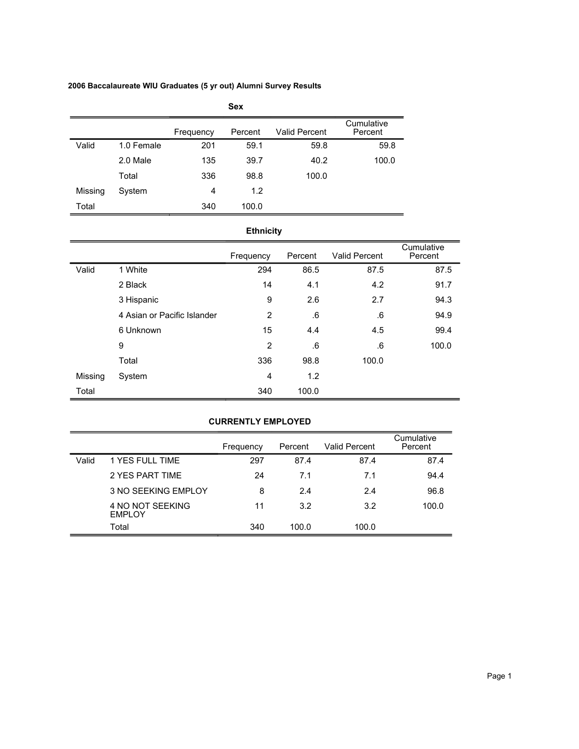**2006 Baccalaureate WIU Graduates (5 yr out) Alumni Survey Results**

**Sex**

| | | Frequency | Percent | Valid Percent | Cumulative Percent |
|---|---|---|---|---|---|
| Valid | 1.0 Female | 201 | 59.1 | 59.8 | 59.8 |
| | 2.0 Male | 135 | 39.7 | 40.2 | 100.0 |
| | Total | 336 | 98.8 | 100.0 | |
| Missing | System | 4 | 1.2 | | |
| Total | | 340 | 100.0 | | |

**Ethnicity**

| | | Frequency | Percent | Valid Percent | Cumulative Percent |
|---|---|---|---|---|---|
| Valid | 1 White | 294 | 86.5 | 87.5 | 87.5 |
| | 2 Black | 14 | 4.1 | 4.2 | 91.7 |
| | 3 Hispanic | 9 | 2.6 | 2.7 | 94.3 |
| | 4 Asian or Pacific Islander | 2 | .6 | .6 | 94.9 |
| | 6 Unknown | 15 | 4.4 | 4.5 | 99.4 |
| | 9 | 2 | .6 | .6 | 100.0 |
| | Total | 336 | 98.8 | 100.0 | |
| Missing | System | 4 | 1.2 | | |
| Total | | 340 | 100.0 | | |

**CURRENTLY EMPLOYED**

| | | Frequency | Percent | Valid Percent | Cumulative Percent |
|---|---|---|---|---|---|
| Valid | 1 YES FULL TIME | 297 | 87.4 | 87.4 | 87.4 |
| | 2 YES PART TIME | 24 | 7.1 | 7.1 | 94.4 |
| | 3 NO SEEKING EMPLOY | 8 | 2.4 | 2.4 | 96.8 |
| | 4 NO NOT SEEKING EMPLOY | 11 | 3.2 | 3.2 | 100.0 |
| | Total | 340 | 100.0 | 100.0 | |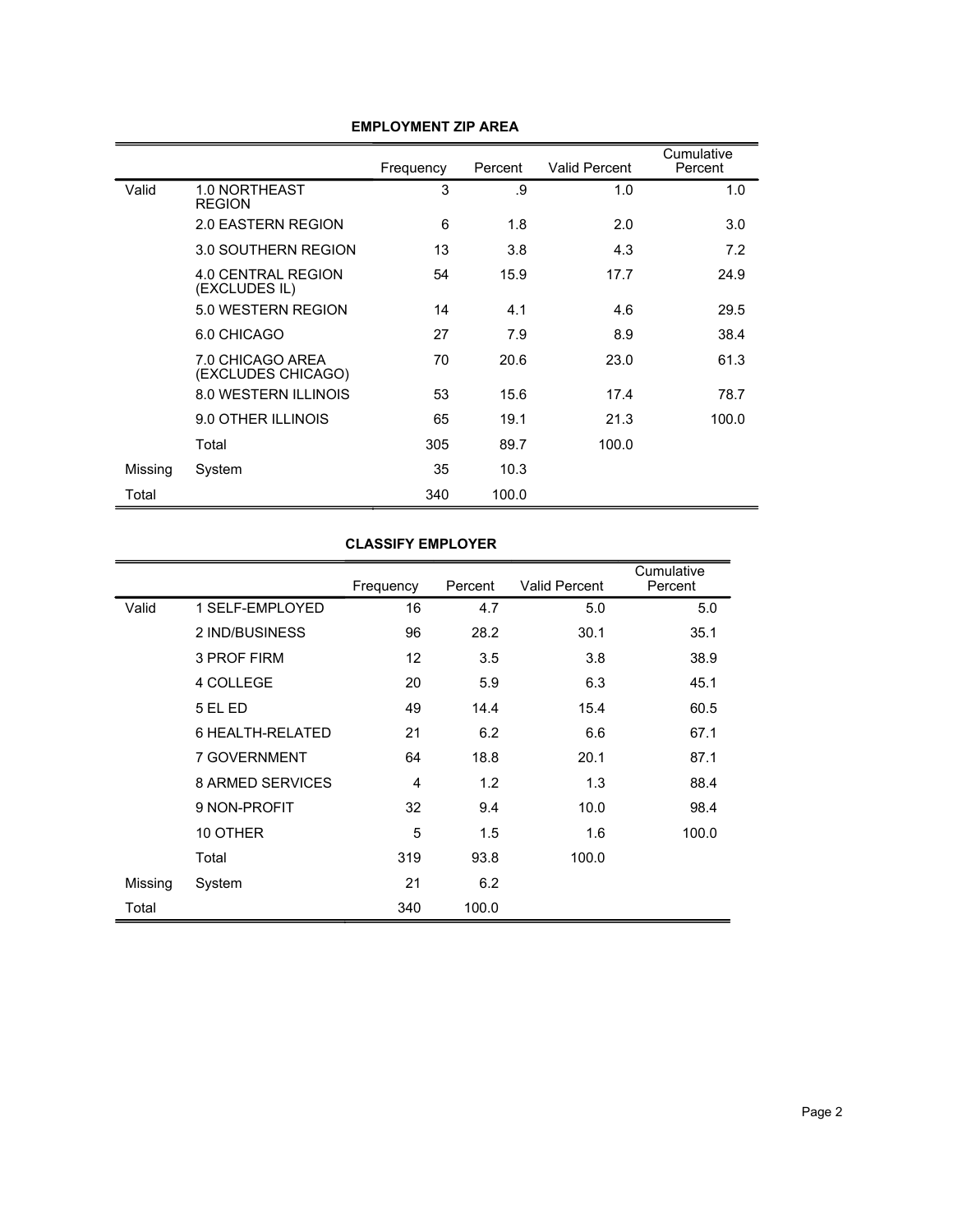**EMPLOYMENT ZIP AREA**

| | | Frequency | Percent | Valid Percent | Cumulative Percent |
|---|---|---|---|---|---|
| Valid | 1.0 NORTHEAST REGION | 3 | .9 | 1.0 | 1.0 |
| | 2.0 EASTERN REGION | 6 | 1.8 | 2.0 | 3.0 |
| | 3.0 SOUTHERN REGION | 13 | 3.8 | 4.3 | 7.2 |
| | 4.0 CENTRAL REGION (EXCLUDES IL) | 54 | 15.9 | 17.7 | 24.9 |
| | 5.0 WESTERN REGION | 14 | 4.1 | 4.6 | 29.5 |
| | 6.0 CHICAGO | 27 | 7.9 | 8.9 | 38.4 |
| | 7.0 CHICAGO AREA (EXCLUDES CHICAGO) | 70 | 20.6 | 23.0 | 61.3 |
| | 8.0 WESTERN ILLINOIS | 53 | 15.6 | 17.4 | 78.7 |
| | 9.0 OTHER ILLINOIS | 65 | 19.1 | 21.3 | 100.0 |
| | Total | 305 | 89.7 | 100.0 | |
| Missing | System | 35 | 10.3 | | |
| Total | | 340 | 100.0 | | |

**CLASSIFY EMPLOYER**

| | | Frequency | Percent | Valid Percent | Cumulative Percent |
|---|---|---|---|---|---|
| Valid | 1 SELF-EMPLOYED | 16 | 4.7 | 5.0 | 5.0 |
| | 2 IND/BUSINESS | 96 | 28.2 | 30.1 | 35.1 |
| | 3 PROF FIRM | 12 | 3.5 | 3.8 | 38.9 |
| | 4 COLLEGE | 20 | 5.9 | 6.3 | 45.1 |
| | 5 EL ED | 49 | 14.4 | 15.4 | 60.5 |
| | 6 HEALTH-RELATED | 21 | 6.2 | 6.6 | 67.1 |
| | 7 GOVERNMENT | 64 | 18.8 | 20.1 | 87.1 |
| | 8 ARMED SERVICES | 4 | 1.2 | 1.3 | 88.4 |
| | 9 NON-PROFIT | 32 | 9.4 | 10.0 | 98.4 |
| | 10 OTHER | 5 | 1.5 | 1.6 | 100.0 |
| | Total | 319 | 93.8 | 100.0 | |
| Missing | System | 21 | 6.2 | | |
| Total | | 340 | 100.0 | | |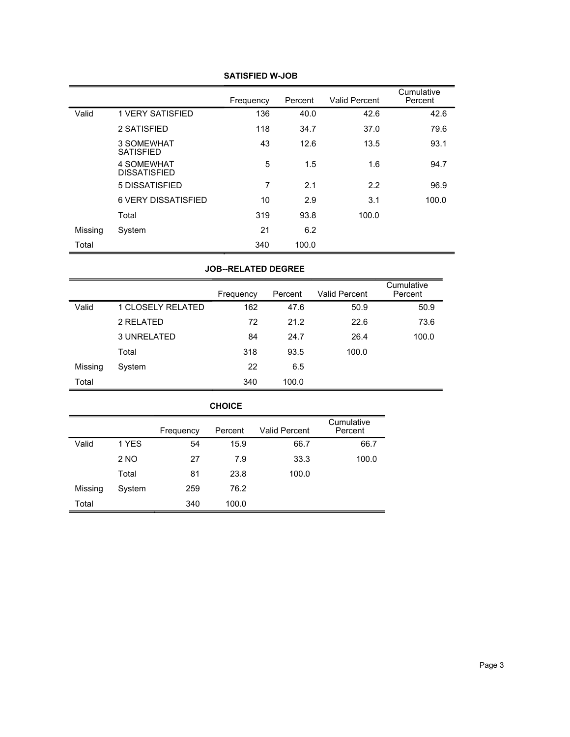**SATISFIED W-JOB**

| | | Frequency | Percent | Valid Percent | Cumulative Percent |
|---|---|---|---|---|---|
| Valid | 1 VERY SATISFIED | 136 | 40.0 | 42.6 | 42.6 |
| | 2 SATISFIED | 118 | 34.7 | 37.0 | 79.6 |
| | 3 SOMEWHAT SATISFIED | 43 | 12.6 | 13.5 | 93.1 |
| | 4 SOMEWHAT DISSATISFIED | 5 | 1.5 | 1.6 | 94.7 |
| | 5 DISSATISFIED | 7 | 2.1 | 2.2 | 96.9 |
| | 6 VERY DISSATISFIED | 10 | 2.9 | 3.1 | 100.0 |
| | Total | 319 | 93.8 | 100.0 | |
| Missing | System | 21 | 6.2 | | |
| Total | | 340 | 100.0 | | |

**JOB--RELATED DEGREE**

| | | Frequency | Percent | Valid Percent | Cumulative Percent |
|---|---|---|---|---|---|
| Valid | 1 CLOSELY RELATED | 162 | 47.6 | 50.9 | 50.9 |
| | 2 RELATED | 72 | 21.2 | 22.6 | 73.6 |
| | 3 UNRELATED | 84 | 24.7 | 26.4 | 100.0 |
| | Total | 318 | 93.5 | 100.0 | |
| Missing | System | 22 | 6.5 | | |
| Total | | 340 | 100.0 | | |

**CHOICE**

| | | Frequency | Percent | Valid Percent | Cumulative Percent |
|---|---|---|---|---|---|
| Valid | 1 YES | 54 | 15.9 | 66.7 | 66.7 |
| | 2 NO | 27 | 7.9 | 33.3 | 100.0 |
| | Total | 81 | 23.8 | 100.0 | |
| Missing | System | 259 | 76.2 | | |
| Total | | 340 | 100.0 | | |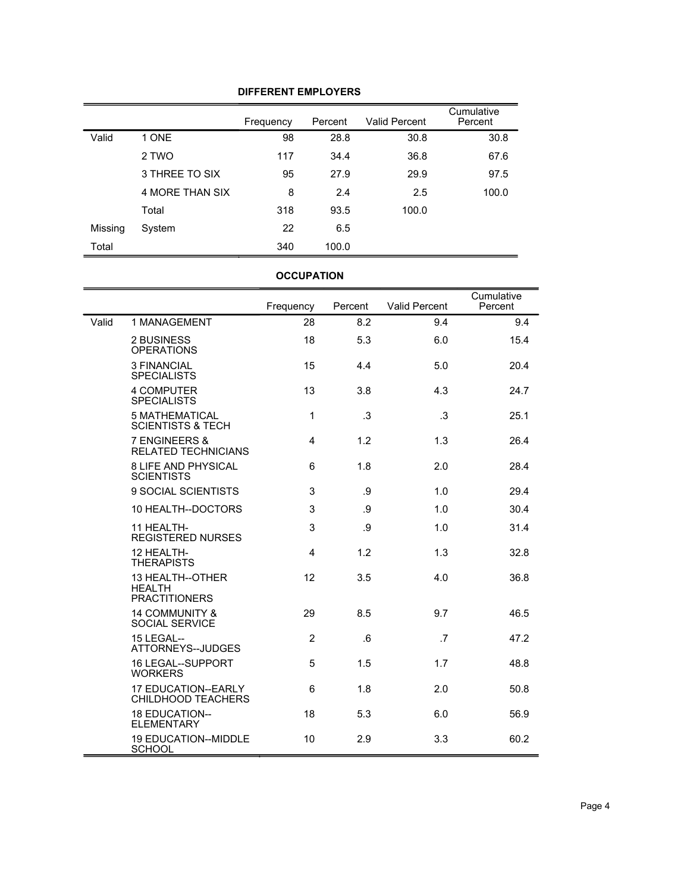**DIFFERENT EMPLOYERS**

| | | Frequency | Percent | Valid Percent | Cumulative Percent |
|---|---|---|---|---|---|
| Valid | 1 ONE | 98 | 28.8 | 30.8 | 30.8 |
| | 2 TWO | 117 | 34.4 | 36.8 | 67.6 |
| | 3 THREE TO SIX | 95 | 27.9 | 29.9 | 97.5 |
| | 4 MORE THAN SIX | 8 | 2.4 | 2.5 | 100.0 |
| | Total | 318 | 93.5 | 100.0 | |
| Missing | System | 22 | 6.5 | | |
| Total | | 340 | 100.0 | | |

**OCCUPATION**

| | | Frequency | Percent | Valid Percent | Cumulative Percent |
|---|---|---|---|---|---|
| Valid | 1 MANAGEMENT | 28 | 8.2 | 9.4 | 9.4 |
| | 2 BUSINESS OPERATIONS | 18 | 5.3 | 6.0 | 15.4 |
| | 3 FINANCIAL SPECIALISTS | 15 | 4.4 | 5.0 | 20.4 |
| | 4 COMPUTER SPECIALISTS | 13 | 3.8 | 4.3 | 24.7 |
| | 5 MATHEMATICAL SCIENTISTS & TECH | 1 | .3 | .3 | 25.1 |
| | 7 ENGINEERS & RELATED TECHNICIANS | 4 | 1.2 | 1.3 | 26.4 |
| | 8 LIFE AND PHYSICAL SCIENTISTS | 6 | 1.8 | 2.0 | 28.4 |
| | 9 SOCIAL SCIENTISTS | 3 | .9 | 1.0 | 29.4 |
| | 10 HEALTH--DOCTORS | 3 | .9 | 1.0 | 30.4 |
| | 11 HEALTH-REGISTERED NURSES | 3 | .9 | 1.0 | 31.4 |
| | 12 HEALTH-THERAPISTS | 4 | 1.2 | 1.3 | 32.8 |
| | 13 HEALTH--OTHER HEALTH PRACTITIONERS | 12 | 3.5 | 4.0 | 36.8 |
| | 14 COMMUNITY & SOCIAL SERVICE | 29 | 8.5 | 9.7 | 46.5 |
| | 15 LEGAL--ATTORNEYS--JUDGES | 2 | .6 | .7 | 47.2 |
| | 16 LEGAL--SUPPORT WORKERS | 5 | 1.5 | 1.7 | 48.8 |
| | 17 EDUCATION--EARLY CHILDHOOD TEACHERS | 6 | 1.8 | 2.0 | 50.8 |
| | 18 EDUCATION--ELEMENTARY | 18 | 5.3 | 6.0 | 56.9 |
| | 19 EDUCATION--MIDDLE SCHOOL | 10 | 2.9 | 3.3 | 60.2 |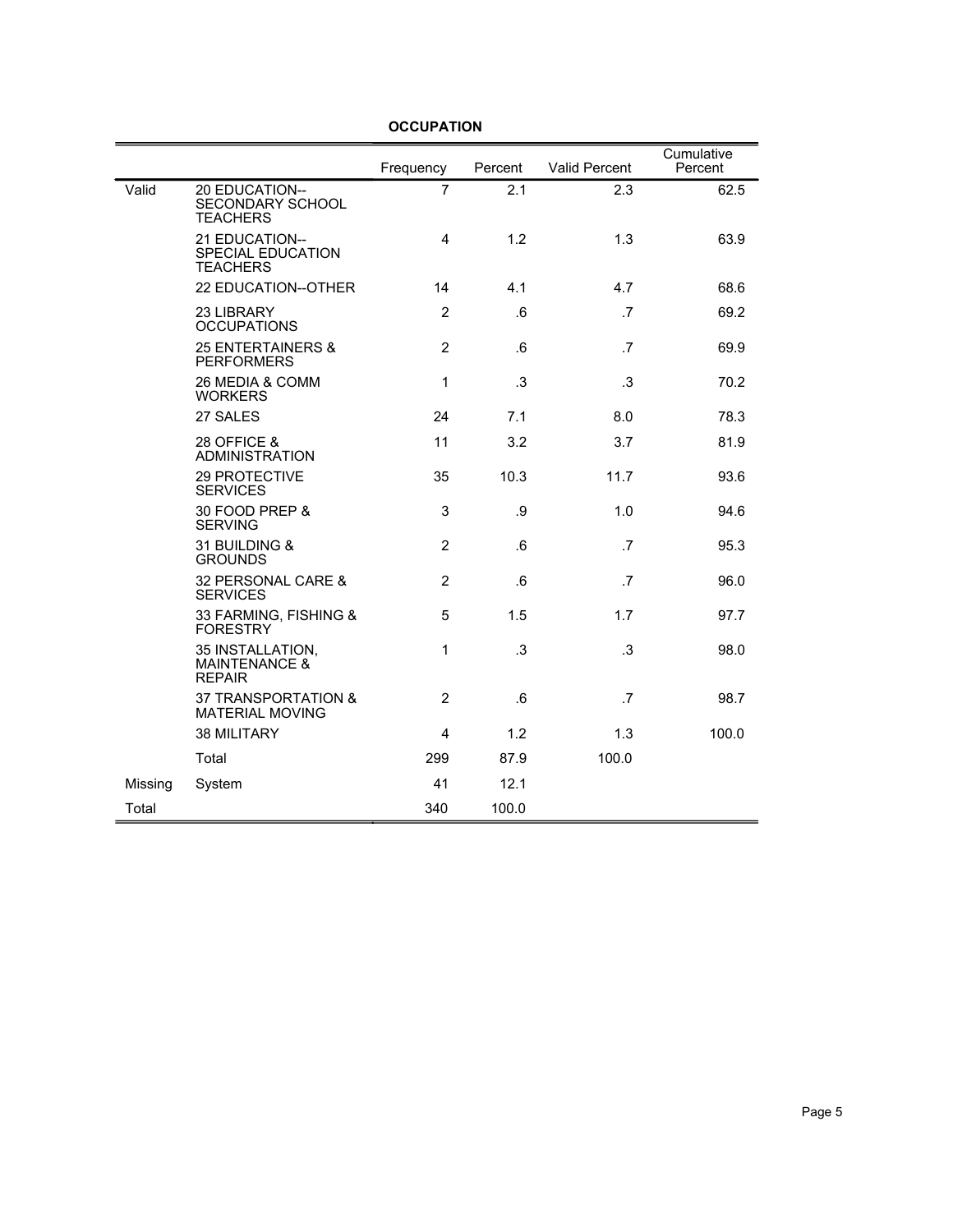**OCCUPATION**

| | | Frequency | Percent | Valid Percent | Cumulative Percent |
|---|---|---|---|---|---|
| Valid | 20 EDUCATION--SECONDARY SCHOOL TEACHERS | 7 | 2.1 | 2.3 | 62.5 |
| | 21 EDUCATION--SPECIAL EDUCATION TEACHERS | 4 | 1.2 | 1.3 | 63.9 |
| | 22 EDUCATION--OTHER | 14 | 4.1 | 4.7 | 68.6 |
| | 23 LIBRARY OCCUPATIONS | 2 | .6 | .7 | 69.2 |
| | 25 ENTERTAINERS & PERFORMERS | 2 | .6 | .7 | 69.9 |
| | 26 MEDIA & COMM WORKERS | 1 | .3 | .3 | 70.2 |
| | 27 SALES | 24 | 7.1 | 8.0 | 78.3 |
| | 28 OFFICE & ADMINISTRATION | 11 | 3.2 | 3.7 | 81.9 |
| | 29 PROTECTIVE SERVICES | 35 | 10.3 | 11.7 | 93.6 |
| | 30 FOOD PREP & SERVING | 3 | .9 | 1.0 | 94.6 |
| | 31 BUILDING & GROUNDS | 2 | .6 | .7 | 95.3 |
| | 32 PERSONAL CARE & SERVICES | 2 | .6 | .7 | 96.0 |
| | 33 FARMING, FISHING & FORESTRY | 5 | 1.5 | 1.7 | 97.7 |
| | 35 INSTALLATION, MAINTENANCE & REPAIR | 1 | .3 | .3 | 98.0 |
| | 37 TRANSPORTATION & MATERIAL MOVING | 2 | .6 | .7 | 98.7 |
| | 38 MILITARY | 4 | 1.2 | 1.3 | 100.0 |
| | Total | 299 | 87.9 | 100.0 | |
| Missing | System | 41 | 12.1 | | |
| Total | | 340 | 100.0 | | |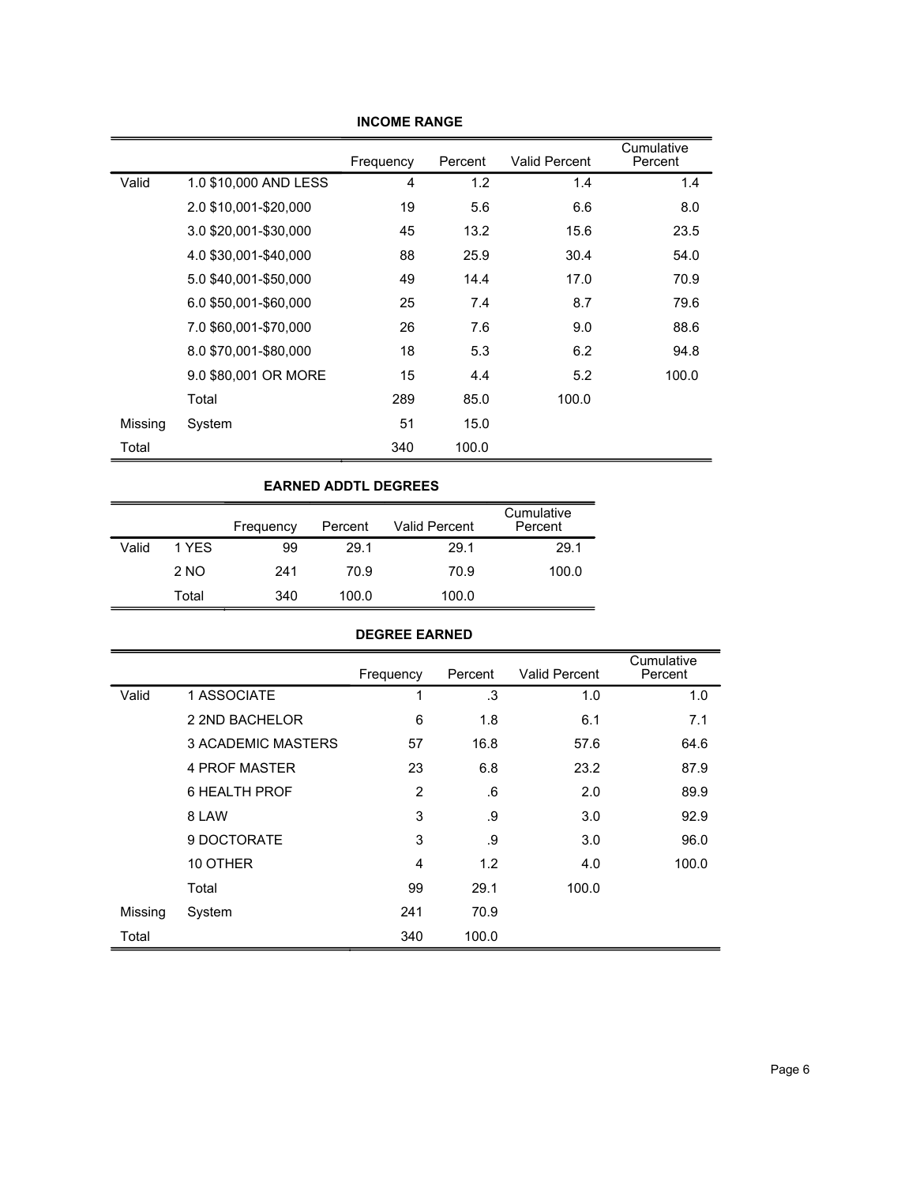**INCOME RANGE**

| | | Frequency | Percent | Valid Percent | Cumulative Percent |
|---|---|---|---|---|---|
| Valid | 1.0 $10,000 AND LESS | 4 | 1.2 | 1.4 | 1.4 |
| | 2.0 $10,001-$20,000 | 19 | 5.6 | 6.6 | 8.0 |
| | 3.0 $20,001-$30,000 | 45 | 13.2 | 15.6 | 23.5 |
| | 4.0 $30,001-$40,000 | 88 | 25.9 | 30.4 | 54.0 |
| | 5.0 $40,001-$50,000 | 49 | 14.4 | 17.0 | 70.9 |
| | 6.0 $50,001-$60,000 | 25 | 7.4 | 8.7 | 79.6 |
| | 7.0 $60,001-$70,000 | 26 | 7.6 | 9.0 | 88.6 |
| | 8.0 $70,001-$80,000 | 18 | 5.3 | 6.2 | 94.8 |
| | 9.0 $80,001 OR MORE | 15 | 4.4 | 5.2 | 100.0 |
| | Total | 289 | 85.0 | 100.0 | |
| Missing | System | 51 | 15.0 | | |
| Total | | 340 | 100.0 | | |

**EARNED ADDTL DEGREES**

| | | Frequency | Percent | Valid Percent | Cumulative Percent |
|---|---|---|---|---|---|
| Valid | 1 YES | 99 | 29.1 | 29.1 | 29.1 |
| | 2 NO | 241 | 70.9 | 70.9 | 100.0 |
| | Total | 340 | 100.0 | 100.0 | |

**DEGREE EARNED**

| | | Frequency | Percent | Valid Percent | Cumulative Percent |
|---|---|---|---|---|---|
| Valid | 1 ASSOCIATE | 1 | .3 | 1.0 | 1.0 |
| | 2 2ND BACHELOR | 6 | 1.8 | 6.1 | 7.1 |
| | 3 ACADEMIC MASTERS | 57 | 16.8 | 57.6 | 64.6 |
| | 4 PROF MASTER | 23 | 6.8 | 23.2 | 87.9 |
| | 6 HEALTH PROF | 2 | .6 | 2.0 | 89.9 |
| | 8 LAW | 3 | .9 | 3.0 | 92.9 |
| | 9 DOCTORATE | 3 | .9 | 3.0 | 96.0 |
| | 10 OTHER | 4 | 1.2 | 4.0 | 100.0 |
| | Total | 99 | 29.1 | 100.0 | |
| Missing | System | 241 | 70.9 | | |
| Total | | 340 | 100.0 | | |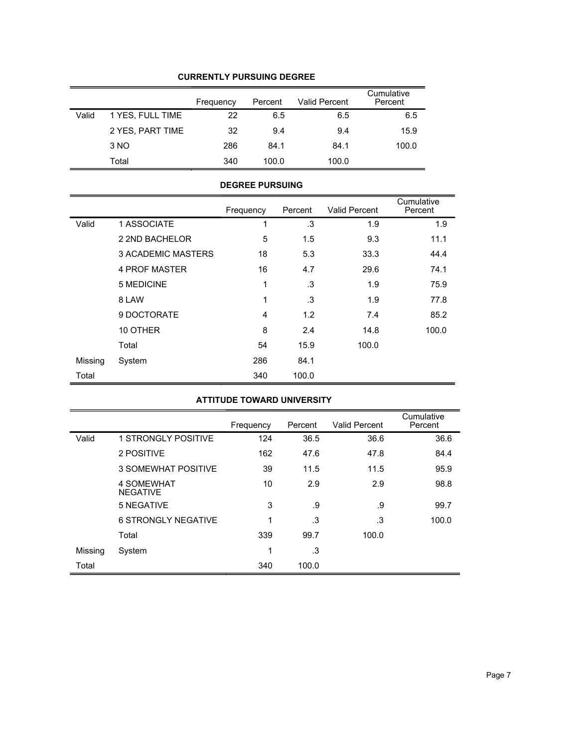**CURRENTLY PURSUING DEGREE**

| | | Frequency | Percent | Valid Percent | Cumulative Percent |
|---|---|---|---|---|---|
| Valid | 1 YES, FULL TIME | 22 | 6.5 | 6.5 | 6.5 |
| | 2 YES, PART TIME | 32 | 9.4 | 9.4 | 15.9 |
| | 3 NO | 286 | 84.1 | 84.1 | 100.0 |
| | Total | 340 | 100.0 | 100.0 | |

**DEGREE PURSUING**

| | | Frequency | Percent | Valid Percent | Cumulative Percent |
|---|---|---|---|---|---|
| Valid | 1 ASSOCIATE | 1 | .3 | 1.9 | 1.9 |
| | 2 2ND BACHELOR | 5 | 1.5 | 9.3 | 11.1 |
| | 3 ACADEMIC MASTERS | 18 | 5.3 | 33.3 | 44.4 |
| | 4 PROF MASTER | 16 | 4.7 | 29.6 | 74.1 |
| | 5 MEDICINE | 1 | .3 | 1.9 | 75.9 |
| | 8 LAW | 1 | .3 | 1.9 | 77.8 |
| | 9 DOCTORATE | 4 | 1.2 | 7.4 | 85.2 |
| | 10 OTHER | 8 | 2.4 | 14.8 | 100.0 |
| | Total | 54 | 15.9 | 100.0 | |
| Missing | System | 286 | 84.1 | | |
| Total | | 340 | 100.0 | | |

**ATTITUDE TOWARD UNIVERSITY**

| | | Frequency | Percent | Valid Percent | Cumulative Percent |
|---|---|---|---|---|---|
| Valid | 1 STRONGLY POSITIVE | 124 | 36.5 | 36.6 | 36.6 |
| | 2 POSITIVE | 162 | 47.6 | 47.8 | 84.4 |
| | 3 SOMEWHAT POSITIVE | 39 | 11.5 | 11.5 | 95.9 |
| | 4 SOMEWHAT NEGATIVE | 10 | 2.9 | 2.9 | 98.8 |
| | 5 NEGATIVE | 3 | .9 | .9 | 99.7 |
| | 6 STRONGLY NEGATIVE | 1 | .3 | .3 | 100.0 |
| | Total | 339 | 99.7 | 100.0 | |
| Missing | System | 1 | .3 | | |
| Total | | 340 | 100.0 | | |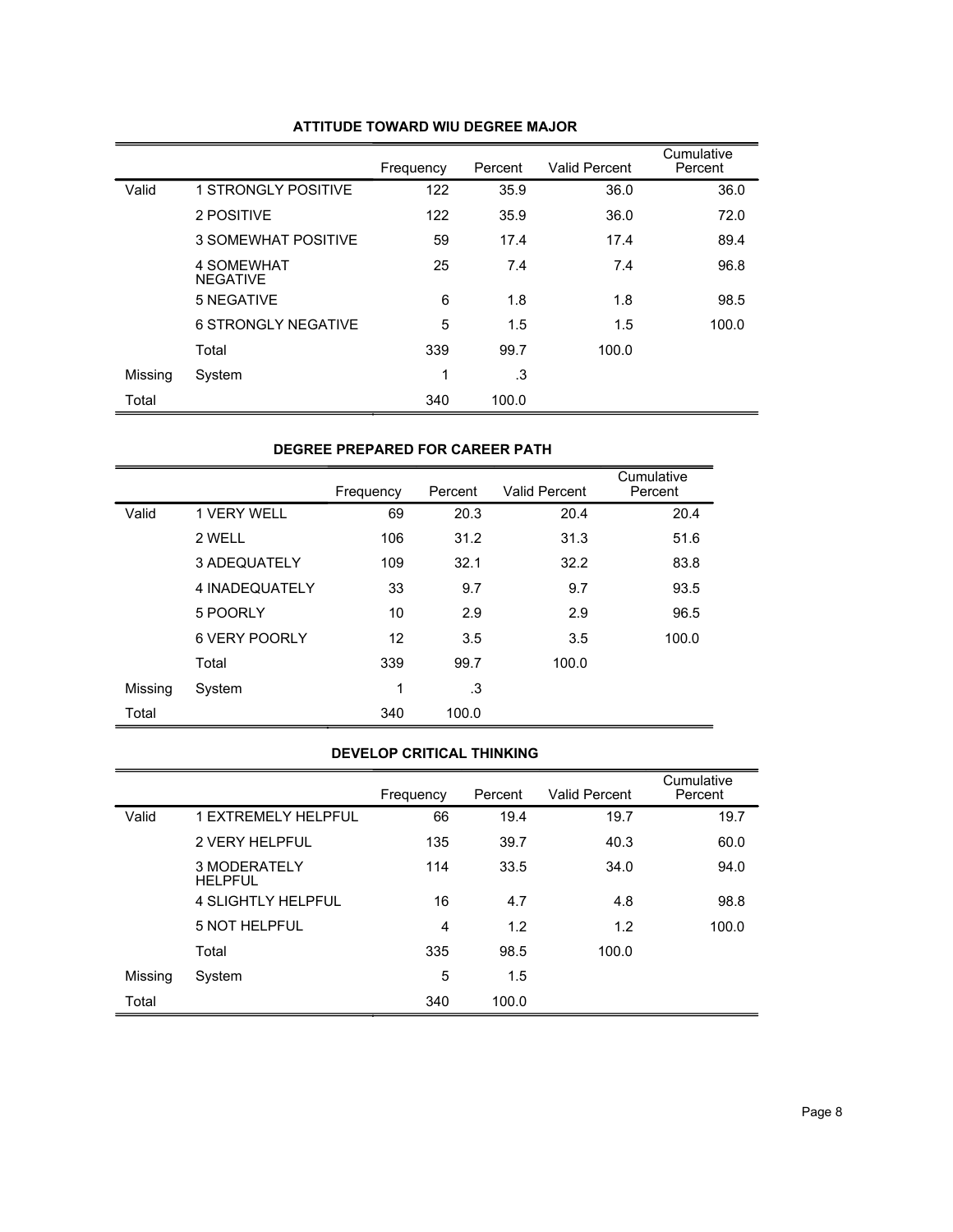### ATTITUDE TOWARD WIU DEGREE MAJOR

| | | Frequency | Percent | Valid Percent | Cumulative Percent |
|---|---|---|---|---|---|
| Valid | 1 STRONGLY POSITIVE | 122 | 35.9 | 36.0 | 36.0 |
| | 2 POSITIVE | 122 | 35.9 | 36.0 | 72.0 |
| | 3 SOMEWHAT POSITIVE | 59 | 17.4 | 17.4 | 89.4 |
| | 4 SOMEWHAT NEGATIVE | 25 | 7.4 | 7.4 | 96.8 |
| | 5 NEGATIVE | 6 | 1.8 | 1.8 | 98.5 |
| | 6 STRONGLY NEGATIVE | 5 | 1.5 | 1.5 | 100.0 |
| | Total | 339 | 99.7 | 100.0 | |
| Missing | System | 1 | .3 | | |
| Total | | 340 | 100.0 | | |

### DEGREE PREPARED FOR CAREER PATH

| | | Frequency | Percent | Valid Percent | Cumulative Percent |
|---|---|---|---|---|---|
| Valid | 1 VERY WELL | 69 | 20.3 | 20.4 | 20.4 |
| | 2 WELL | 106 | 31.2 | 31.3 | 51.6 |
| | 3 ADEQUATELY | 109 | 32.1 | 32.2 | 83.8 |
| | 4 INADEQUATELY | 33 | 9.7 | 9.7 | 93.5 |
| | 5 POORLY | 10 | 2.9 | 2.9 | 96.5 |
| | 6 VERY POORLY | 12 | 3.5 | 3.5 | 100.0 |
| | Total | 339 | 99.7 | 100.0 | |
| Missing | System | 1 | .3 | | |
| Total | | 340 | 100.0 | | |

### DEVELOP CRITICAL THINKING

| | | Frequency | Percent | Valid Percent | Cumulative Percent |
|---|---|---|---|---|---|
| Valid | 1 EXTREMELY HELPFUL | 66 | 19.4 | 19.7 | 19.7 |
| | 2 VERY HELPFUL | 135 | 39.7 | 40.3 | 60.0 |
| | 3 MODERATELY HELPFUL | 114 | 33.5 | 34.0 | 94.0 |
| | 4 SLIGHTLY HELPFUL | 16 | 4.7 | 4.8 | 98.8 |
| | 5 NOT HELPFUL | 4 | 1.2 | 1.2 | 100.0 |
| | Total | 335 | 98.5 | 100.0 | |
| Missing | System | 5 | 1.5 | | |
| Total | | 340 | 100.0 | | |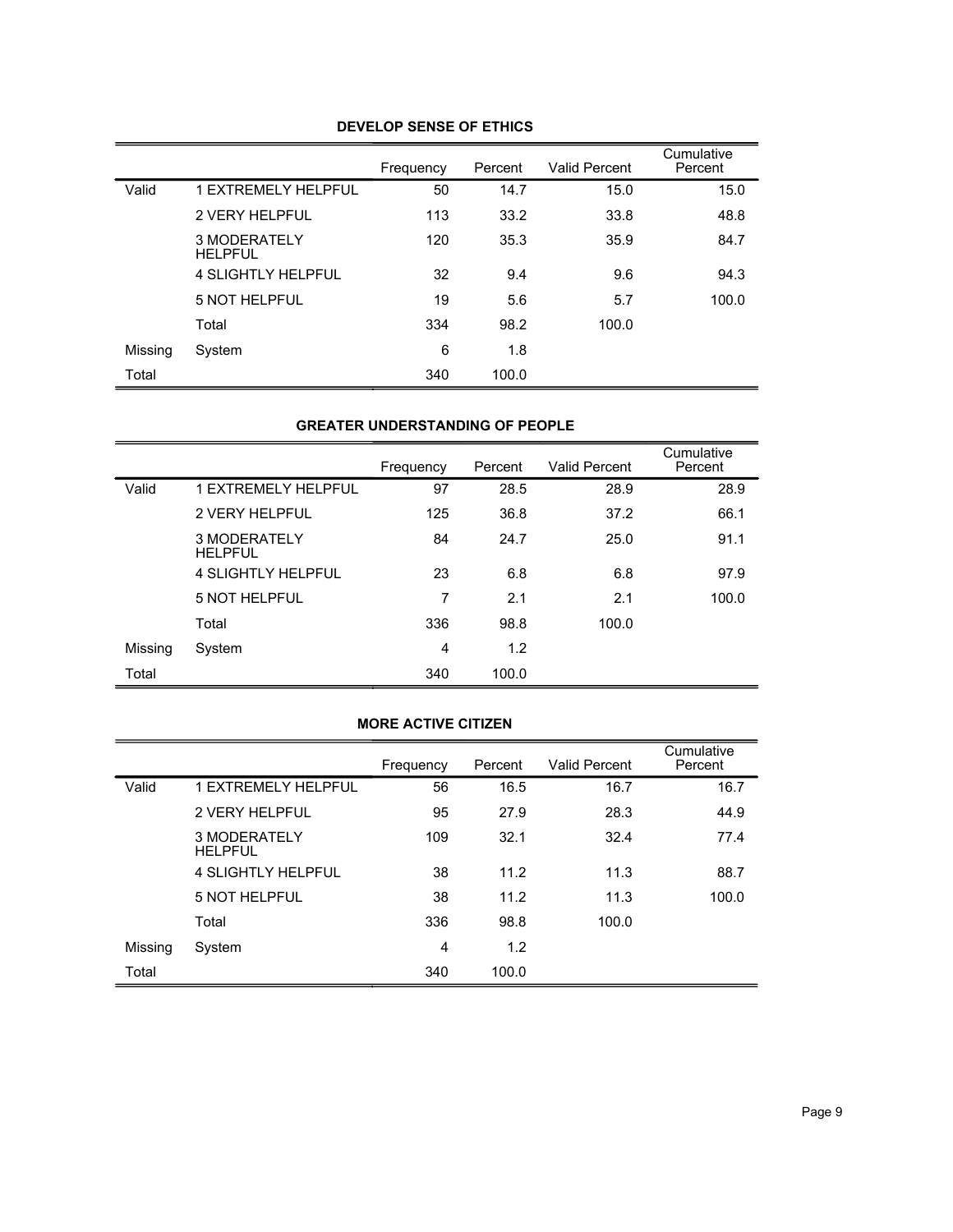**DEVELOP SENSE OF ETHICS**

| | | Frequency | Percent | Valid Percent | Cumulative Percent |
|---|---|---|---|---|---|
| Valid | 1 EXTREMELY HELPFUL | 50 | 14.7 | 15.0 | 15.0 |
| | 2 VERY HELPFUL | 113 | 33.2 | 33.8 | 48.8 |
| | 3 MODERATELY HELPFUL | 120 | 35.3 | 35.9 | 84.7 |
| | 4 SLIGHTLY HELPFUL | 32 | 9.4 | 9.6 | 94.3 |
| | 5 NOT HELPFUL | 19 | 5.6 | 5.7 | 100.0 |
| | Total | 334 | 98.2 | 100.0 | |
| Missing | System | 6 | 1.8 | | |
| Total | | 340 | 100.0 | | |

**GREATER UNDERSTANDING OF PEOPLE**

| | | Frequency | Percent | Valid Percent | Cumulative Percent |
|---|---|---|---|---|---|
| Valid | 1 EXTREMELY HELPFUL | 97 | 28.5 | 28.9 | 28.9 |
| | 2 VERY HELPFUL | 125 | 36.8 | 37.2 | 66.1 |
| | 3 MODERATELY HELPFUL | 84 | 24.7 | 25.0 | 91.1 |
| | 4 SLIGHTLY HELPFUL | 23 | 6.8 | 6.8 | 97.9 |
| | 5 NOT HELPFUL | 7 | 2.1 | 2.1 | 100.0 |
| | Total | 336 | 98.8 | 100.0 | |
| Missing | System | 4 | 1.2 | | |
| Total | | 340 | 100.0 | | |

**MORE ACTIVE CITIZEN**

| | | Frequency | Percent | Valid Percent | Cumulative Percent |
|---|---|---|---|---|---|
| Valid | 1 EXTREMELY HELPFUL | 56 | 16.5 | 16.7 | 16.7 |
| | 2 VERY HELPFUL | 95 | 27.9 | 28.3 | 44.9 |
| | 3 MODERATELY HELPFUL | 109 | 32.1 | 32.4 | 77.4 |
| | 4 SLIGHTLY HELPFUL | 38 | 11.2 | 11.3 | 88.7 |
| | 5 NOT HELPFUL | 38 | 11.2 | 11.3 | 100.0 |
| | Total | 336 | 98.8 | 100.0 | |
| Missing | System | 4 | 1.2 | | |
| Total | | 340 | 100.0 | | |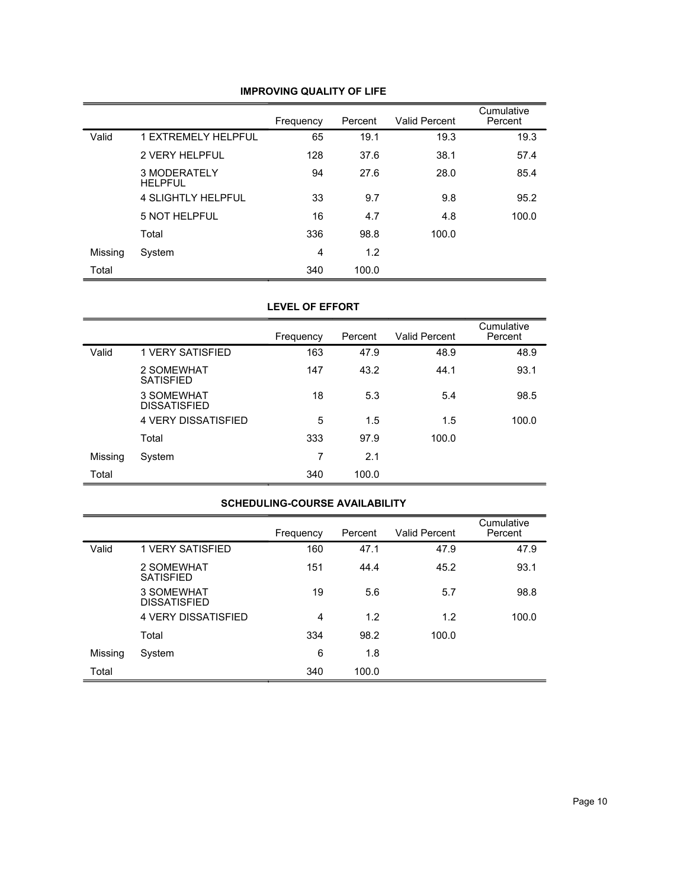**IMPROVING QUALITY OF LIFE**

| | | Frequency | Percent | Valid Percent | Cumulative Percent |
|---|---|---|---|---|---|
| Valid | 1 EXTREMELY HELPFUL | 65 | 19.1 | 19.3 | 19.3 |
| | 2 VERY HELPFUL | 128 | 37.6 | 38.1 | 57.4 |
| | 3 MODERATELY HELPFUL | 94 | 27.6 | 28.0 | 85.4 |
| | 4 SLIGHTLY HELPFUL | 33 | 9.7 | 9.8 | 95.2 |
| | 5 NOT HELPFUL | 16 | 4.7 | 4.8 | 100.0 |
| | Total | 336 | 98.8 | 100.0 | |
| Missing | System | 4 | 1.2 | | |
| Total | | 340 | 100.0 | | |

**LEVEL OF EFFORT**

| | | Frequency | Percent | Valid Percent | Cumulative Percent |
|---|---|---|---|---|---|
| Valid | 1 VERY SATISFIED | 163 | 47.9 | 48.9 | 48.9 |
| | 2 SOMEWHAT SATISFIED | 147 | 43.2 | 44.1 | 93.1 |
| | 3 SOMEWHAT DISSATISFIED | 18 | 5.3 | 5.4 | 98.5 |
| | 4 VERY DISSATISFIED | 5 | 1.5 | 1.5 | 100.0 |
| | Total | 333 | 97.9 | 100.0 | |
| Missing | System | 7 | 2.1 | | |
| Total | | 340 | 100.0 | | |

**SCHEDULING-COURSE AVAILABILITY**

| | | Frequency | Percent | Valid Percent | Cumulative Percent |
|---|---|---|---|---|---|
| Valid | 1 VERY SATISFIED | 160 | 47.1 | 47.9 | 47.9 |
| | 2 SOMEWHAT SATISFIED | 151 | 44.4 | 45.2 | 93.1 |
| | 3 SOMEWHAT DISSATISFIED | 19 | 5.6 | 5.7 | 98.8 |
| | 4 VERY DISSATISFIED | 4 | 1.2 | 1.2 | 100.0 |
| | Total | 334 | 98.2 | 100.0 | |
| Missing | System | 6 | 1.8 | | |
| Total | | 340 | 100.0 | | |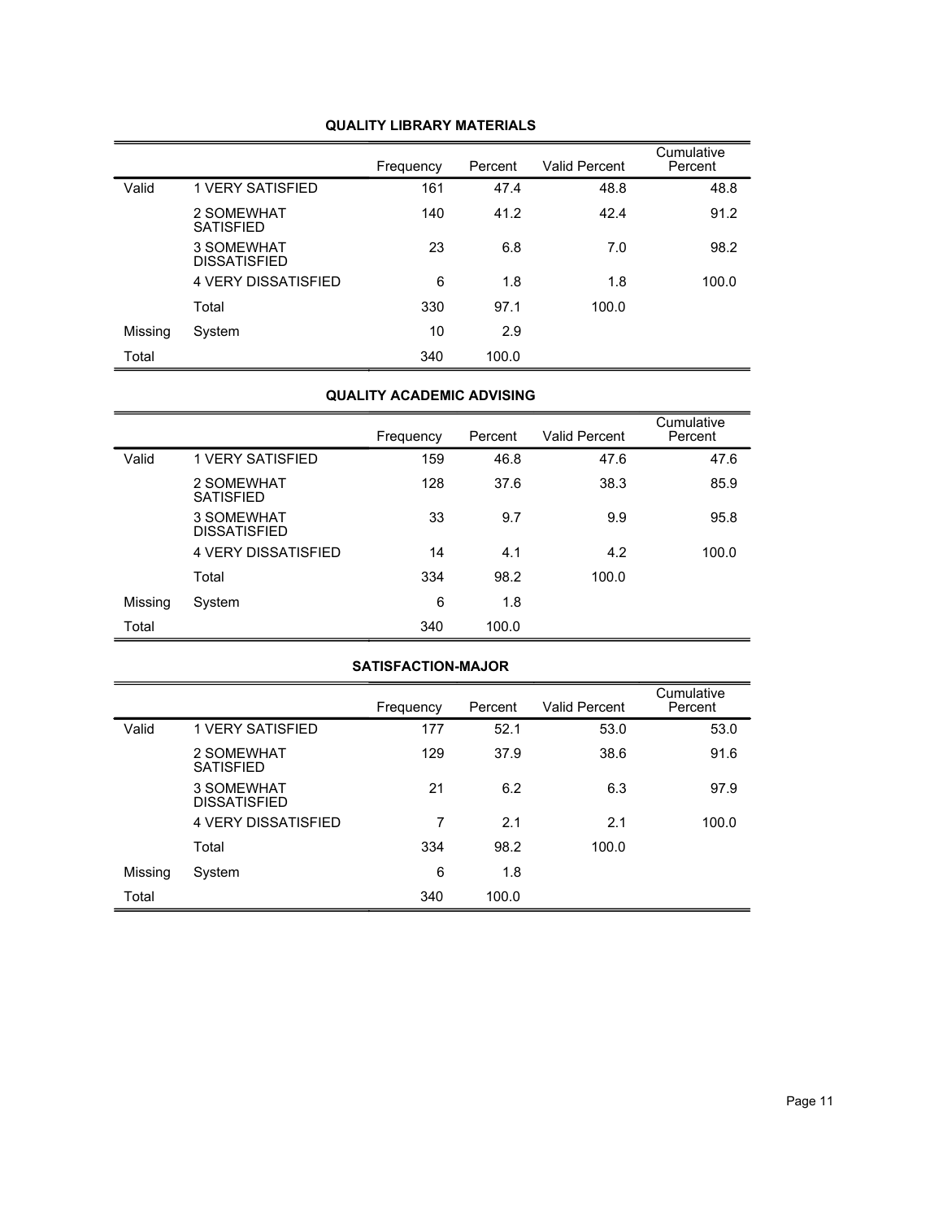### QUALITY LIBRARY MATERIALS

| | | Frequency | Percent | Valid Percent | Cumulative Percent |
|---|---|---|---|---|---|
| Valid | 1 VERY SATISFIED | 161 | 47.4 | 48.8 | 48.8 |
| | 2 SOMEWHAT SATISFIED | 140 | 41.2 | 42.4 | 91.2 |
| | 3 SOMEWHAT DISSATISFIED | 23 | 6.8 | 7.0 | 98.2 |
| | 4 VERY DISSATISFIED | 6 | 1.8 | 1.8 | 100.0 |
| | Total | 330 | 97.1 | 100.0 | |
| Missing | System | 10 | 2.9 | | |
| Total | | 340 | 100.0 | | |

### QUALITY ACADEMIC ADVISING

| | | Frequency | Percent | Valid Percent | Cumulative Percent |
|---|---|---|---|---|---|
| Valid | 1 VERY SATISFIED | 159 | 46.8 | 47.6 | 47.6 |
| | 2 SOMEWHAT SATISFIED | 128 | 37.6 | 38.3 | 85.9 |
| | 3 SOMEWHAT DISSATISFIED | 33 | 9.7 | 9.9 | 95.8 |
| | 4 VERY DISSATISFIED | 14 | 4.1 | 4.2 | 100.0 |
| | Total | 334 | 98.2 | 100.0 | |
| Missing | System | 6 | 1.8 | | |
| Total | | 340 | 100.0 | | |

### SATISFACTION-MAJOR

| | | Frequency | Percent | Valid Percent | Cumulative Percent |
|---|---|---|---|---|---|
| Valid | 1 VERY SATISFIED | 177 | 52.1 | 53.0 | 53.0 |
| | 2 SOMEWHAT SATISFIED | 129 | 37.9 | 38.6 | 91.6 |
| | 3 SOMEWHAT DISSATISFIED | 21 | 6.2 | 6.3 | 97.9 |
| | 4 VERY DISSATISFIED | 7 | 2.1 | 2.1 | 100.0 |
| | Total | 334 | 98.2 | 100.0 | |
| Missing | System | 6 | 1.8 | | |
| Total | | 340 | 100.0 | | |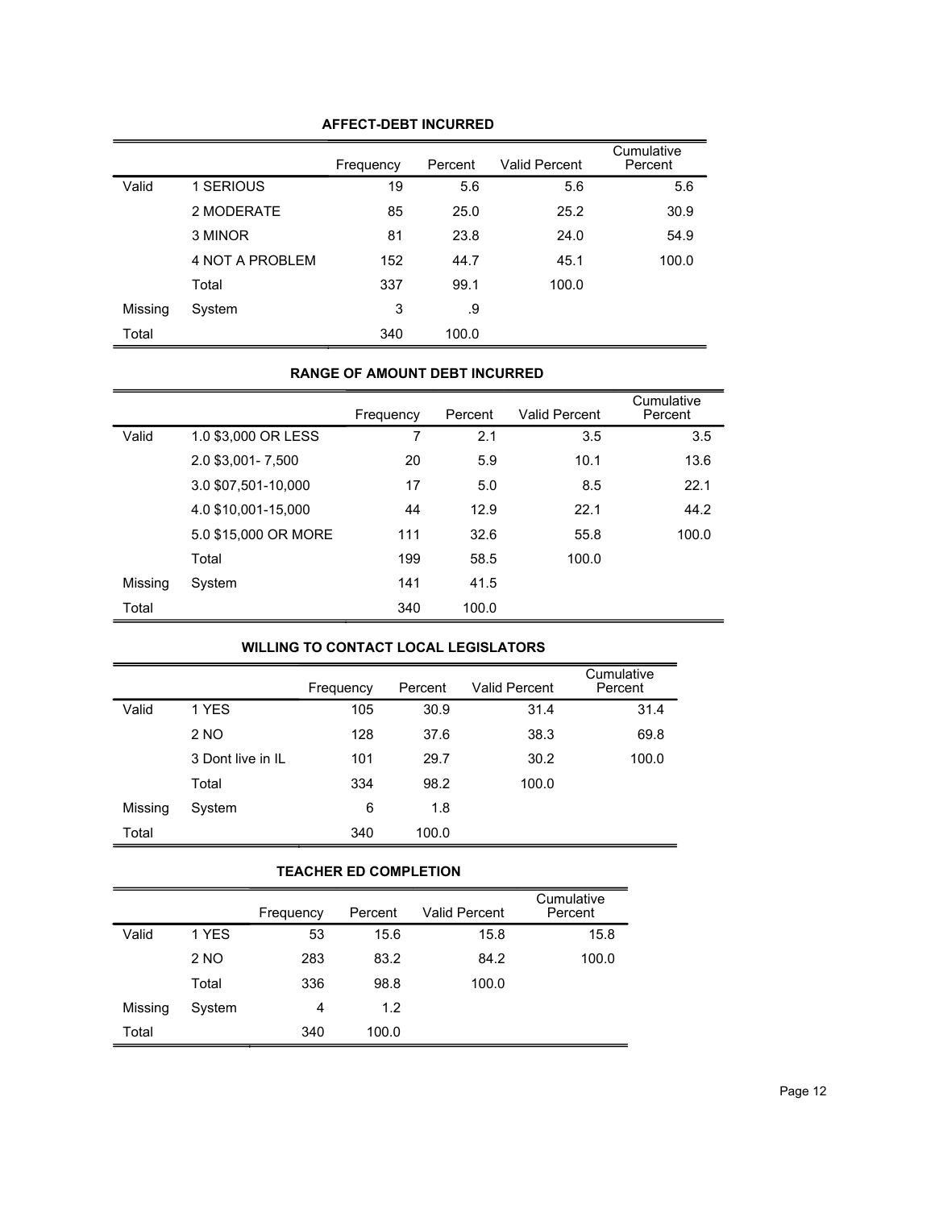### AFFECT-DEBT INCURRED

| | | Frequency | Percent | Valid Percent | Cumulative Percent |
|---|---|---|---|---|---|
| Valid | 1 SERIOUS | 19 | 5.6 | 5.6 | 5.6 |
| | 2 MODERATE | 85 | 25.0 | 25.2 | 30.9 |
| | 3 MINOR | 81 | 23.8 | 24.0 | 54.9 |
| | 4 NOT A PROBLEM | 152 | 44.7 | 45.1 | 100.0 |
| | Total | 337 | 99.1 | 100.0 | |
| Missing | System | 3 | .9 | | |
| Total | | 340 | 100.0 | | |

### RANGE OF AMOUNT DEBT INCURRED

| | | Frequency | Percent | Valid Percent | Cumulative Percent |
|---|---|---|---|---|---|
| Valid | 1.0 $3,000 OR LESS | 7 | 2.1 | 3.5 | 3.5 |
| | 2.0 $3,001- 7,500 | 20 | 5.9 | 10.1 | 13.6 |
| | 3.0 $07,501-10,000 | 17 | 5.0 | 8.5 | 22.1 |
| | 4.0 $10,001-15,000 | 44 | 12.9 | 22.1 | 44.2 |
| | 5.0 $15,000 OR MORE | 111 | 32.6 | 55.8 | 100.0 |
| | Total | 199 | 58.5 | 100.0 | |
| Missing | System | 141 | 41.5 | | |
| Total | | 340 | 100.0 | | |

### WILLING TO CONTACT LOCAL LEGISLATORS

| | | Frequency | Percent | Valid Percent | Cumulative Percent |
|---|---|---|---|---|---|
| Valid | 1 YES | 105 | 30.9 | 31.4 | 31.4 |
| | 2 NO | 128 | 37.6 | 38.3 | 69.8 |
| | 3 Dont live in IL | 101 | 29.7 | 30.2 | 100.0 |
| | Total | 334 | 98.2 | 100.0 | |
| Missing | System | 6 | 1.8 | | |
| Total | | 340 | 100.0 | | |

### TEACHER ED COMPLETION

| | | Frequency | Percent | Valid Percent | Cumulative Percent |
|---|---|---|---|---|---|
| Valid | 1 YES | 53 | 15.6 | 15.8 | 15.8 |
| | 2 NO | 283 | 83.2 | 84.2 | 100.0 |
| | Total | 336 | 98.8 | 100.0 | |
| Missing | System | 4 | 1.2 | | |
| Total | | 340 | 100.0 | | |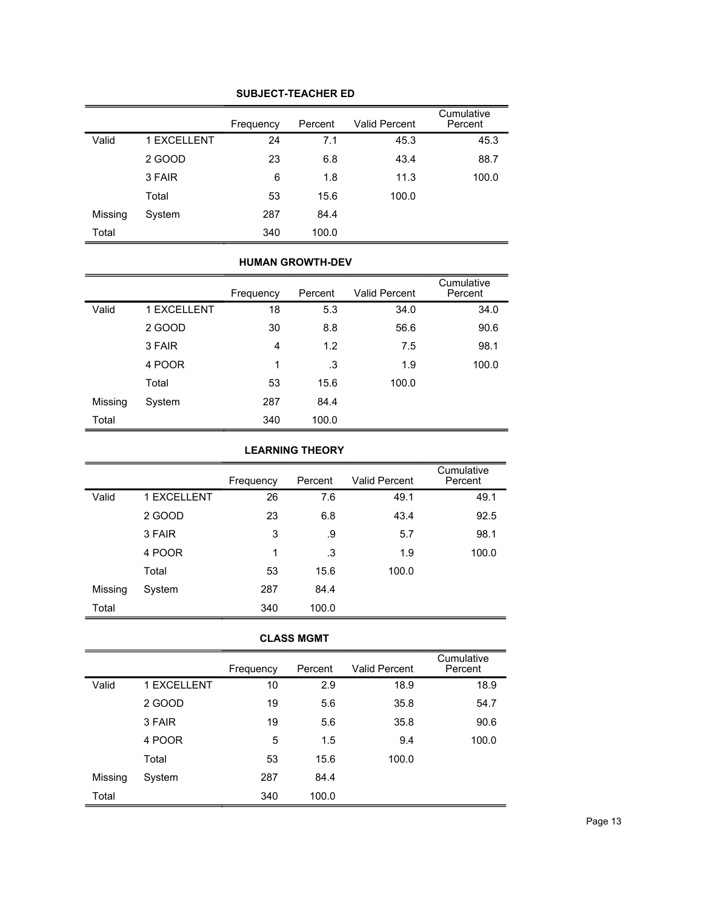**SUBJECT-TEACHER ED**

| | | Frequency | Percent | Valid Percent | Cumulative Percent |
|---|---|---|---|---|---|
| Valid | 1 EXCELLENT | 24 | 7.1 | 45.3 | 45.3 |
| | 2 GOOD | 23 | 6.8 | 43.4 | 88.7 |
| | 3 FAIR | 6 | 1.8 | 11.3 | 100.0 |
| | Total | 53 | 15.6 | 100.0 | |
| Missing | System | 287 | 84.4 | | |
| Total | | 340 | 100.0 | | |

**HUMAN GROWTH-DEV**

| | | Frequency | Percent | Valid Percent | Cumulative Percent |
|---|---|---|---|---|---|
| Valid | 1 EXCELLENT | 18 | 5.3 | 34.0 | 34.0 |
| | 2 GOOD | 30 | 8.8 | 56.6 | 90.6 |
| | 3 FAIR | 4 | 1.2 | 7.5 | 98.1 |
| | 4 POOR | 1 | .3 | 1.9 | 100.0 |
| | Total | 53 | 15.6 | 100.0 | |
| Missing | System | 287 | 84.4 | | |
| Total | | 340 | 100.0 | | |

**LEARNING THEORY**

| | | Frequency | Percent | Valid Percent | Cumulative Percent |
|---|---|---|---|---|---|
| Valid | 1 EXCELLENT | 26 | 7.6 | 49.1 | 49.1 |
| | 2 GOOD | 23 | 6.8 | 43.4 | 92.5 |
| | 3 FAIR | 3 | .9 | 5.7 | 98.1 |
| | 4 POOR | 1 | .3 | 1.9 | 100.0 |
| | Total | 53 | 15.6 | 100.0 | |
| Missing | System | 287 | 84.4 | | |
| Total | | 340 | 100.0 | | |

**CLASS MGMT**

| | | Frequency | Percent | Valid Percent | Cumulative Percent |
|---|---|---|---|---|---|
| Valid | 1 EXCELLENT | 10 | 2.9 | 18.9 | 18.9 |
| | 2 GOOD | 19 | 5.6 | 35.8 | 54.7 |
| | 3 FAIR | 19 | 5.6 | 35.8 | 90.6 |
| | 4 POOR | 5 | 1.5 | 9.4 | 100.0 |
| | Total | 53 | 15.6 | 100.0 | |
| Missing | System | 287 | 84.4 | | |
| Total | | 340 | 100.0 | | |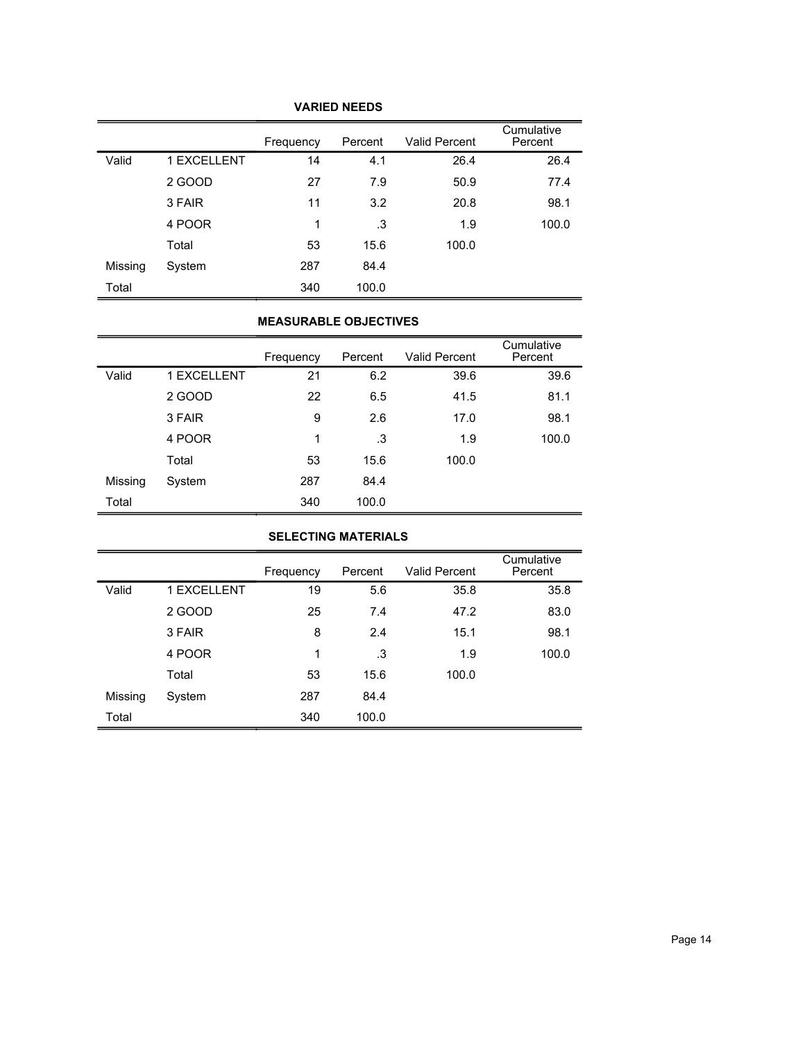### VARIED NEEDS

| | | Frequency | Percent | Valid Percent | Cumulative Percent |
|---|---|---|---|---|---|
| Valid | 1 EXCELLENT | 14 | 4.1 | 26.4 | 26.4 |
| | 2 GOOD | 27 | 7.9 | 50.9 | 77.4 |
| | 3 FAIR | 11 | 3.2 | 20.8 | 98.1 |
| | 4 POOR | 1 | .3 | 1.9 | 100.0 |
| | Total | 53 | 15.6 | 100.0 | |
| Missing | System | 287 | 84.4 | | |
| Total | | 340 | 100.0 | | |

### MEASURABLE OBJECTIVES

| | | Frequency | Percent | Valid Percent | Cumulative Percent |
|---|---|---|---|---|---|
| Valid | 1 EXCELLENT | 21 | 6.2 | 39.6 | 39.6 |
| | 2 GOOD | 22 | 6.5 | 41.5 | 81.1 |
| | 3 FAIR | 9 | 2.6 | 17.0 | 98.1 |
| | 4 POOR | 1 | .3 | 1.9 | 100.0 |
| | Total | 53 | 15.6 | 100.0 | |
| Missing | System | 287 | 84.4 | | |
| Total | | 340 | 100.0 | | |

### SELECTING MATERIALS

| | | Frequency | Percent | Valid Percent | Cumulative Percent |
|---|---|---|---|---|---|
| Valid | 1 EXCELLENT | 19 | 5.6 | 35.8 | 35.8 |
| | 2 GOOD | 25 | 7.4 | 47.2 | 83.0 |
| | 3 FAIR | 8 | 2.4 | 15.1 | 98.1 |
| | 4 POOR | 1 | .3 | 1.9 | 100.0 |
| | Total | 53 | 15.6 | 100.0 | |
| Missing | System | 287 | 84.4 | | |
| Total | | 340 | 100.0 | | |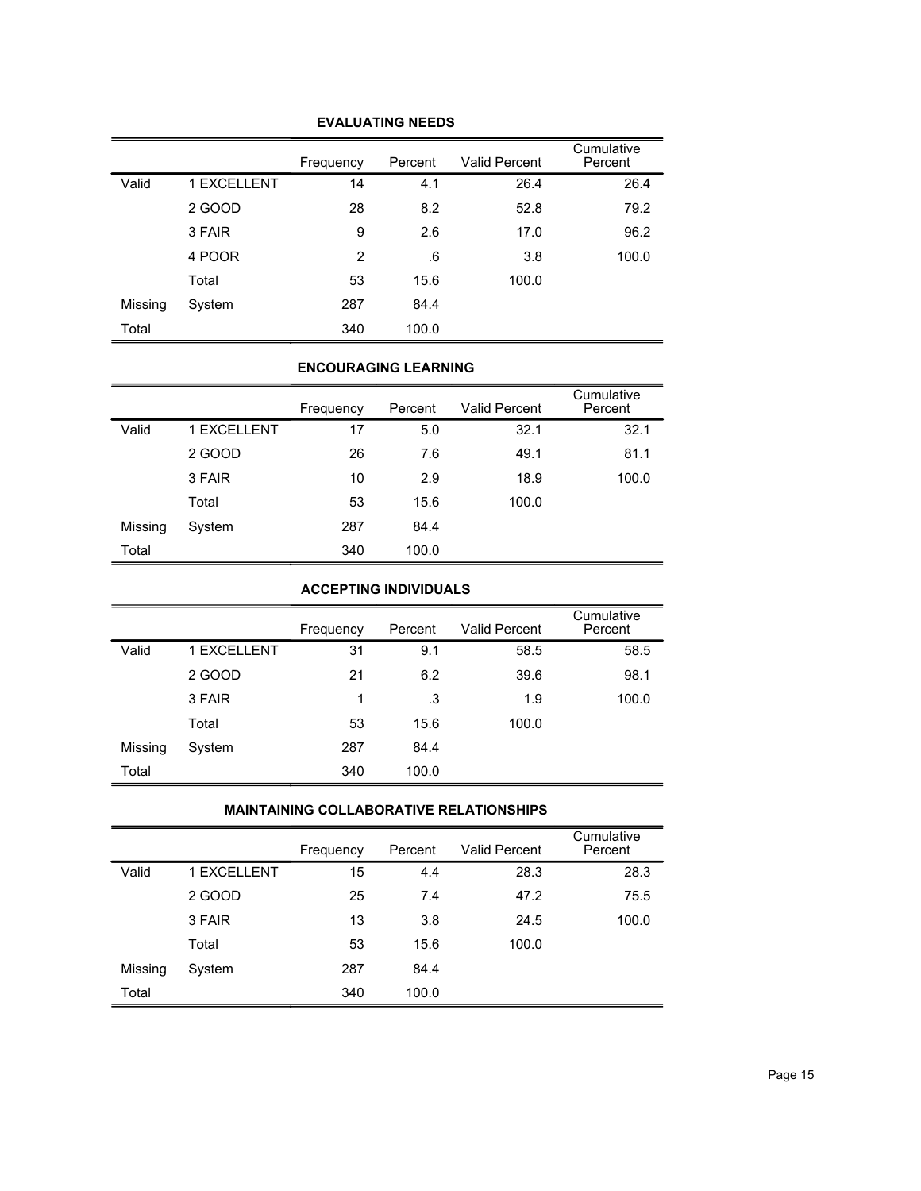**EVALUATING NEEDS**

| | | Frequency | Percent | Valid Percent | Cumulative Percent |
|---|---|---|---|---|---|
| Valid | 1 EXCELLENT | 14 | 4.1 | 26.4 | 26.4 |
| | 2 GOOD | 28 | 8.2 | 52.8 | 79.2 |
| | 3 FAIR | 9 | 2.6 | 17.0 | 96.2 |
| | 4 POOR | 2 | .6 | 3.8 | 100.0 |
| | Total | 53 | 15.6 | 100.0 | |
| Missing | System | 287 | 84.4 | | |
| Total | | 340 | 100.0 | | |

**ENCOURAGING LEARNING**

| | | Frequency | Percent | Valid Percent | Cumulative Percent |
|---|---|---|---|---|---|
| Valid | 1 EXCELLENT | 17 | 5.0 | 32.1 | 32.1 |
| | 2 GOOD | 26 | 7.6 | 49.1 | 81.1 |
| | 3 FAIR | 10 | 2.9 | 18.9 | 100.0 |
| | Total | 53 | 15.6 | 100.0 | |
| Missing | System | 287 | 84.4 | | |
| Total | | 340 | 100.0 | | |

**ACCEPTING INDIVIDUALS**

| | | Frequency | Percent | Valid Percent | Cumulative Percent |
|---|---|---|---|---|---|
| Valid | 1 EXCELLENT | 31 | 9.1 | 58.5 | 58.5 |
| | 2 GOOD | 21 | 6.2 | 39.6 | 98.1 |
| | 3 FAIR | 1 | .3 | 1.9 | 100.0 |
| | Total | 53 | 15.6 | 100.0 | |
| Missing | System | 287 | 84.4 | | |
| Total | | 340 | 100.0 | | |

**MAINTAINING COLLABORATIVE RELATIONSHIPS**

| | | Frequency | Percent | Valid Percent | Cumulative Percent |
|---|---|---|---|---|---|
| Valid | 1 EXCELLENT | 15 | 4.4 | 28.3 | 28.3 |
| | 2 GOOD | 25 | 7.4 | 47.2 | 75.5 |
| | 3 FAIR | 13 | 3.8 | 24.5 | 100.0 |
| | Total | 53 | 15.6 | 100.0 | |
| Missing | System | 287 | 84.4 | | |
| Total | | 340 | 100.0 | | |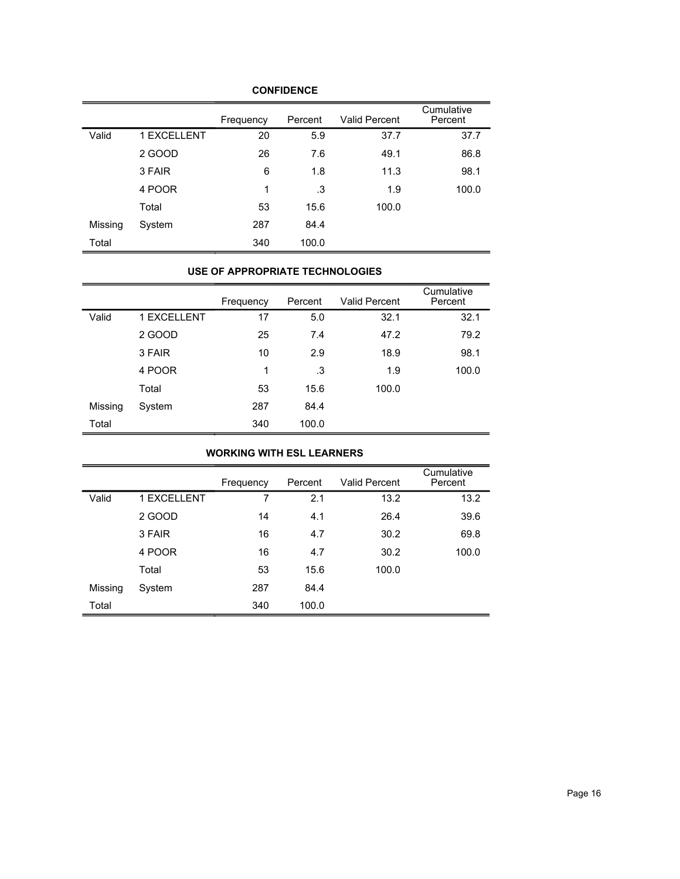**CONFIDENCE**

| | | Frequency | Percent | Valid Percent | Cumulative Percent |
|---|---|---|---|---|---|
| Valid | 1 EXCELLENT | 20 | 5.9 | 37.7 | 37.7 |
| | 2 GOOD | 26 | 7.6 | 49.1 | 86.8 |
| | 3 FAIR | 6 | 1.8 | 11.3 | 98.1 |
| | 4 POOR | 1 | .3 | 1.9 | 100.0 |
| | Total | 53 | 15.6 | 100.0 | |
| Missing | System | 287 | 84.4 | | |
| Total | | 340 | 100.0 | | |

**USE OF APPROPRIATE TECHNOLOGIES**

| | | Frequency | Percent | Valid Percent | Cumulative Percent |
|---|---|---|---|---|---|
| Valid | 1 EXCELLENT | 17 | 5.0 | 32.1 | 32.1 |
| | 2 GOOD | 25 | 7.4 | 47.2 | 79.2 |
| | 3 FAIR | 10 | 2.9 | 18.9 | 98.1 |
| | 4 POOR | 1 | .3 | 1.9 | 100.0 |
| | Total | 53 | 15.6 | 100.0 | |
| Missing | System | 287 | 84.4 | | |
| Total | | 340 | 100.0 | | |

**WORKING WITH ESL LEARNERS**

| | | Frequency | Percent | Valid Percent | Cumulative Percent |
|---|---|---|---|---|---|
| Valid | 1 EXCELLENT | 7 | 2.1 | 13.2 | 13.2 |
| | 2 GOOD | 14 | 4.1 | 26.4 | 39.6 |
| | 3 FAIR | 16 | 4.7 | 30.2 | 69.8 |
| | 4 POOR | 16 | 4.7 | 30.2 | 100.0 |
| | Total | 53 | 15.6 | 100.0 | |
| Missing | System | 287 | 84.4 | | |
| Total | | 340 | 100.0 | | |